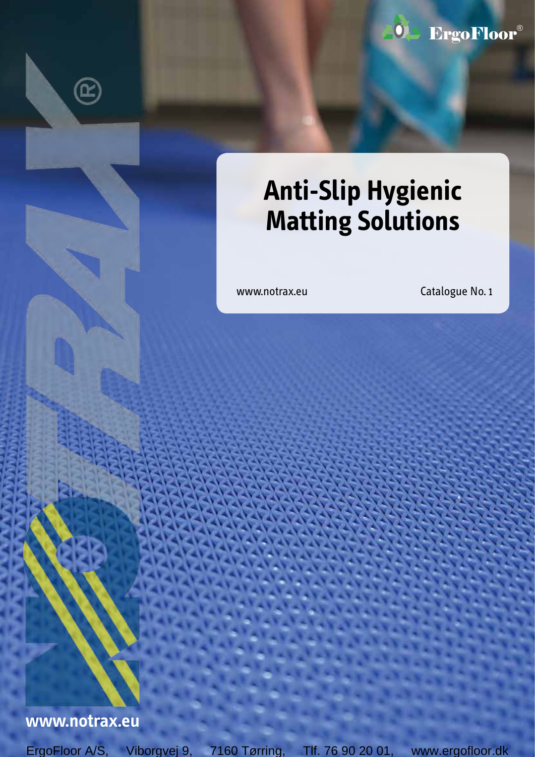ErgoFloor®

NOTRAX®

# Anti-Slip Hygienic Matting Solutions

www.notrax.eu

Catalogue No. 1

**www.notrax.eu**

ErgoFloor A/S, Viborgvej 9, 7160 Tørring, Tlf. 76 90 20 01, www.ergofloor.dk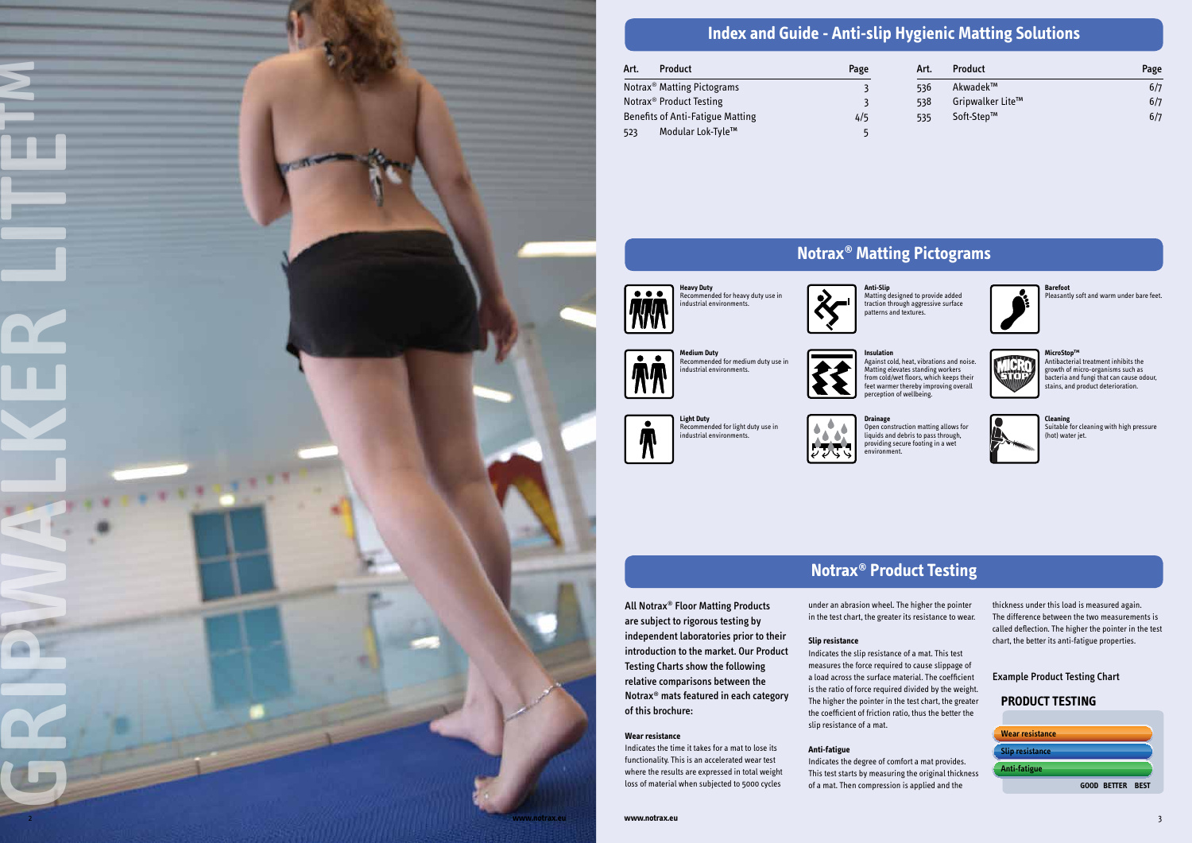GRIPWALKER LITE™

# Index and Guide - Anti-slip Hygienic Matting Solutions

| Art. | Product | Page |
|---|---|---|
| | Notrax® Matting Pictograms | 3 |
| | Notrax® Product Testing | 3 |
| | Benefits of Anti-Fatigue Matting | 4/5 |
| 523 | Modular Lok-Tyle™ | 5 |
| 536 | Akwadek™ | 6/7 |
| 538 | Gripwalker Lite™ | 6/7 |
| 535 | Soft-Step™ | 6/7 |

# Notrax® Matting Pictograms

**Heavy Duty**
Recommended for heavy duty use in industrial environments.

**Medium Duty**
Recommended for medium duty use in industrial environments.

**Light Duty**
Recommended for light duty use in industrial environments.

**Anti-Slip**
Matting designed to provide added traction through aggressive surface patterns and textures.

**Insulation**
Against cold, heat, vibrations and noise. Matting elevates standing workers from cold/wet floors, which keeps their feet warmer thereby improving overall perception of wellbeing.

**Drainage**
Open construction matting allows for liquids and debris to pass through, providing secure footing in a wet environment.

**Barefoot**
Pleasantly soft and warm under bare feet.

**MicroStop™**
Antibacterial treatment inhibits the growth of micro-organisms such as bacteria and fungi that can cause odour, stains, and product deterioration.

**Cleaning**
Suitable for cleaning with high pressure (hot) water jet.

# Notrax® Product Testing

**All Notrax® Floor Matting Products are subject to rigorous testing by independent laboratories prior to their introduction to the market. Our Product Testing Charts show the following relative comparisons between the Notrax® mats featured in each category of this brochure:**

**Wear resistance**
Indicates the time it takes for a mat to lose its functionality. This is an accelerated wear test where the results are expressed in total weight loss of material when subjected to 5000 cycles under an abrasion wheel. The higher the pointer in the test chart, the greater its resistance to wear.

**Slip resistance**
Indicates the slip resistance of a mat. This test measures the force required to cause slippage of a load across the surface material. The coefficient is the ratio of force required divided by the weight. The higher the pointer in the test chart, the greater the coefficient of friction ratio, thus the better the slip resistance of a mat.

**Anti-fatigue**
Indicates the degree of comfort a mat provides. This test starts by measuring the original thickness of a mat. Then compression is applied and the thickness under this load is measured again. The difference between the two measurements is called deflection. The higher the pointer in the test chart, the better its anti-fatigue properties.

**Example Product Testing Chart**

**PRODUCT TESTING**

Wear resistance
Slip resistance
Anti-fatigue

GOOD BETTER BEST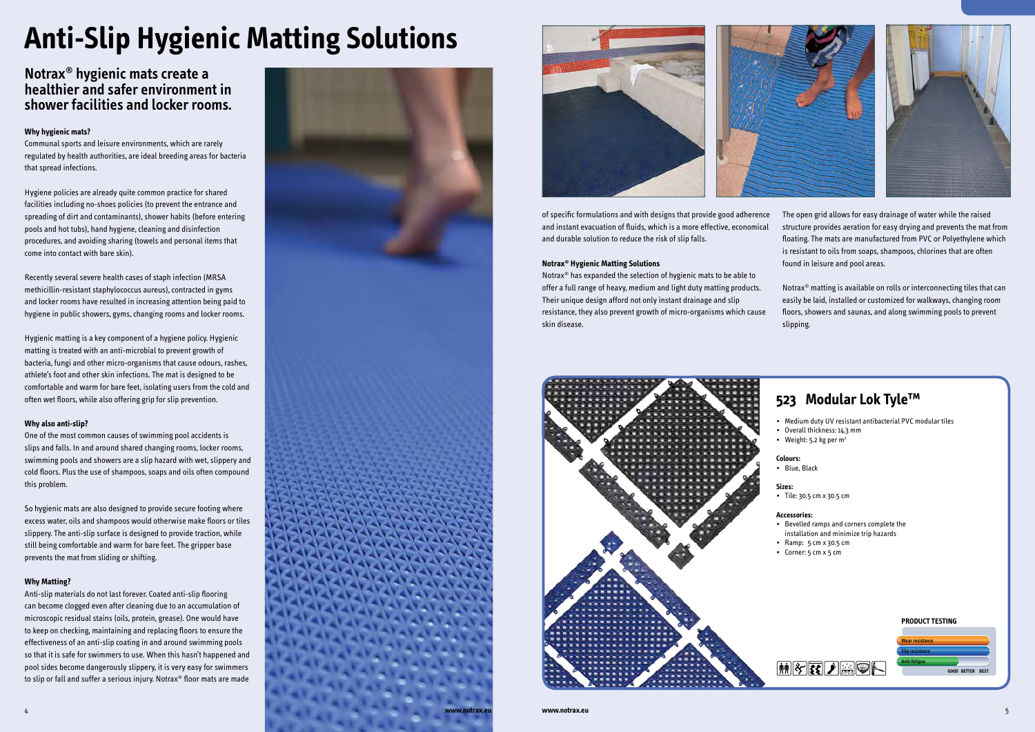# Anti-Slip Hygienic Matting Solutions

## Notrax® hygienic mats create a healthier and safer environment in shower facilities and locker rooms.

**Why hygienic mats?**

Communal sports and leisure environments, which are rarely regulated by health authorities, are ideal breeding areas for bacteria that spread infections.

Hygiene policies are already quite common practice for shared facilities including no-shoes policies (to prevent the entrance and spreading of dirt and contaminants), shower habits (before entering pools and hot tubs), hand hygiene, cleaning and disinfection procedures, and avoiding sharing (towels and personal items that come into contact with bare skin).

Recently several severe health cases of staph infection (MRSA methicillin-resistant staphylococcus aureus), contracted in gyms and locker rooms have resulted in increasing attention being paid to hygiene in public showers, gyms, changing rooms and locker rooms.

Hygienic matting is a key component of a hygiene policy. Hygienic matting is treated with an anti-microbial to prevent growth of bacteria, fungi and other micro-organisms that cause odours, rashes, athlete's foot and other skin infections. The mat is designed to be comfortable and warm for bare feet, isolating users from the cold and often wet floors, while also offering grip for slip prevention.

**Why also anti-slip?**

One of the most common causes of swimming pool accidents is slips and falls. In and around shared changing rooms, locker rooms, swimming pools and showers are a slip hazard with wet, slippery and cold floors. Plus the use of shampoos, soaps and oils often compound this problem.

So hygienic mats are also designed to provide secure footing where excess water, oils and shampoos would otherwise make floors or tiles slippery. The anti-slip surface is designed to provide traction, while still being comfortable and warm for bare feet. The gripper base prevents the mat from sliding or shifting.

**Why Matting?**

Anti-slip materials do not last forever. Coated anti-slip flooring can become clogged even after cleaning due to an accumulation of microscopic residual stains (oils, protein, grease). One would have to keep on checking, maintaining and replacing floors to ensure the effectiveness of an anti-slip coating in and around swimming pools so that it is safe for swimmers to use. When this hasn't happened and pool sides become dangerously slippery, it is very easy for swimmers to slip or fall and suffer a serious injury. Notrax® floor mats are made of specific formulations and with designs that provide good adherence and instant evacuation of fluids, which is a more effective, economical and durable solution to reduce the risk of slip falls.

**Notrax® Hygienic Matting Solutions**

Notrax® has expanded the selection of hygienic mats to be able to offer a full range of heavy, medium and light duty matting products. Their unique design afford not only instant drainage and slip resistance, they also prevent growth of micro-organisms which cause skin disease.

The open grid allows for easy drainage of water while the raised structure provides aeration for easy drying and prevents the mat from floating. The mats are manufactured from PVC or Polyethylene which is resistant to oils from soaps, shampoos, chlorines that are often found in leisure and pool areas.

Notrax® matting is available on rolls or interconnecting tiles that can easily be laid, installed or customized for walkways, changing room floors, showers and saunas, and along swimming pools to prevent slipping.

## 523 Modular Lok Tyle™

- Medium duty UV resistant antibacterial PVC modular tiles
- Overall thickness: 14.3 mm
- Weight: 5.2 kg per m²

**Colours:**

- Blue, Black

**Sizes:**

- Tile: 30.5 cm x 30.5 cm

**Accessories:**

- Bevelled ramps and corners complete the installation and minimize trip hazards
- Ramp: 5 cm x 30.5 cm
- Corner: 5 cm x 5 cm

**PRODUCT TESTING**

- Wear resistance
- Slip resistance
- Anti-fatigue

GOOD BETTER BEST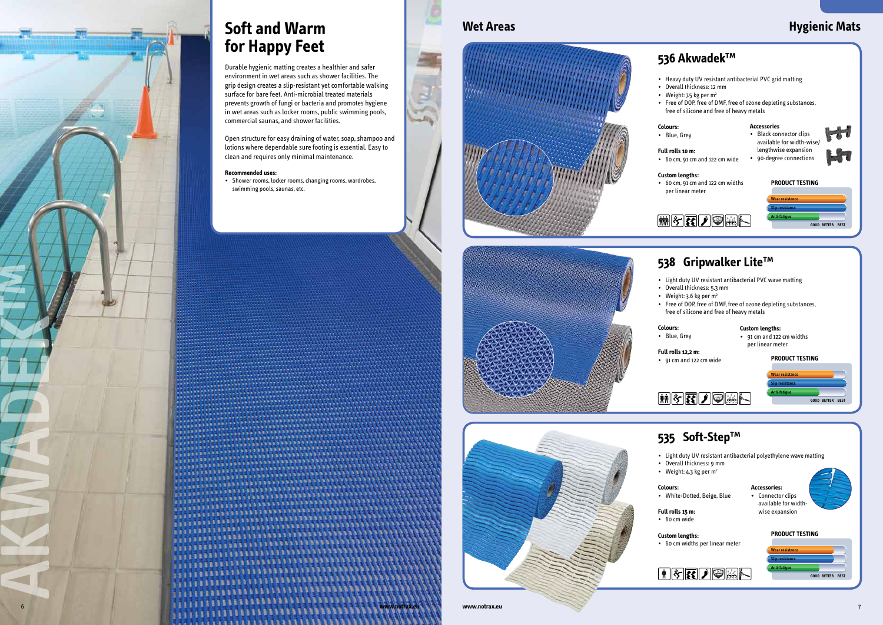# Soft and Warm for Happy Feet

Durable hygienic matting creates a healthier and safer environment in wet areas such as shower facilities. The grip design creates a slip-resistant yet comfortable walking surface for bare feet. Anti-microbial treated materials prevents growth of fungi or bacteria and promotes hygiene in wet areas such as locker rooms, public swimming pools, commercial saunas, and shower facilities.

Open structure for easy draining of water, soap, shampoo and lotions where dependable sure footing is essential. Easy to clean and requires only minimal maintenance.

**Recommended uses:**

- Shower rooms, locker rooms, changing rooms, wardrobes, swimming pools, saunas, etc.

AKWADEK™

## Wet Areas

## Hygienic Mats

### 536 Akwadek™

- Heavy duty UV resistant antibacterial PVC grid matting
- Overall thickness: 12 mm
- Weight: 7.5 kg per m²
- Free of DOP, free of DMF, free of ozone depleting substances, free of silicone and free of heavy metals

**Colours:**
- Blue, Grey

**Full rolls 10 m:**
- 60 cm, 91 cm and 122 cm wide

**Custom lengths:**
- 60 cm, 91 cm and 122 cm widths per linear meter

**Accessories**
- Black connector clips available for width-wise/ lengthwise expansion
- 90-degree connections

**PRODUCT TESTING**
- Wear resistance
- Slip resistance
- Anti-fatigue

GOOD BETTER BEST

### 538 Gripwalker Lite™

- Light duty UV resistant antibacterial PVC wave matting
- Overall thickness: 5.3 mm
- Weight: 3.6 kg per m²
- Free of DOP, free of DMF, free of ozone depleting substances, free of silicone and free of heavy metals

**Colours:**
- Blue, Grey

**Full rolls 12,2 m:**
- 91 cm and 122 cm wide

**Custom lengths:**
- 91 cm and 122 cm widths per linear meter

**PRODUCT TESTING**
- Wear resistance
- Slip resistance
- Anti-fatigue

GOOD BETTER BEST

### 535 Soft-Step™

- Light duty UV resistant antibacterial polyethylene wave matting
- Overall thickness: 9 mm
- Weight: 4.3 kg per m²

**Colours:**
- White-Dotted, Beige, Blue

**Full rolls 15 m:**
- 60 cm wide

**Custom lengths:**
- 60 cm widths per linear meter

**Accessories:**
- Connector clips available for width-wise expansion

**PRODUCT TESTING**
- Wear resistance
- Slip resistance
- Anti-fatigue

GOOD BETTER BEST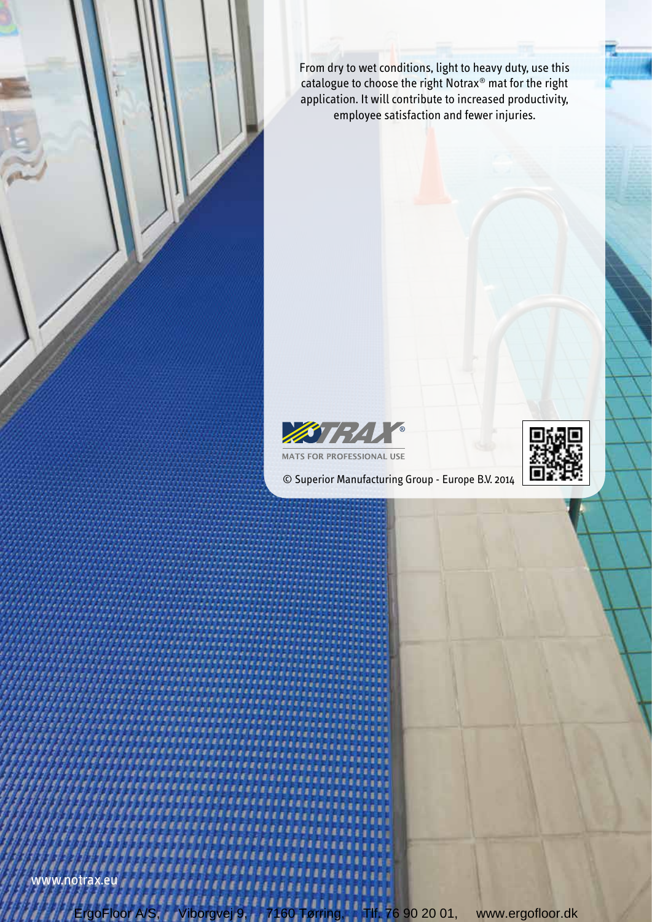From dry to wet conditions, light to heavy duty, use this catalogue to choose the right Notrax® mat for the right application. It will contribute to increased productivity, employee satisfaction and fewer injuries.

NOTRAX®

MATS FOR PROFESSIONAL USE

© Superior Manufacturing Group - Europe B.V. 2014

www.notrax.eu

ErgoFloor A/S, Viborgvej 9, 7160 Tørring, Tlf. 76 90 20 01, www.ergofloor.dk